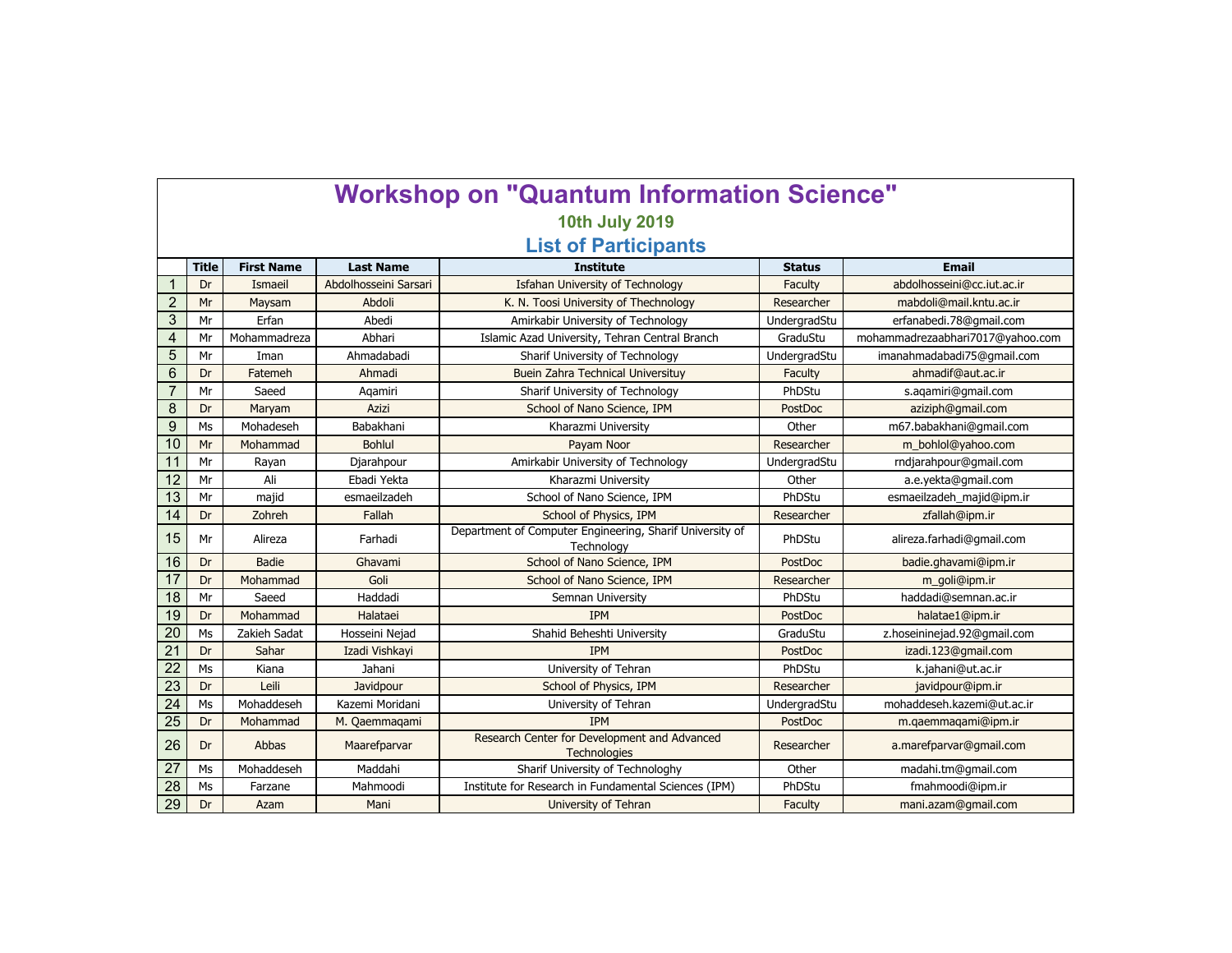# Workshop on "Quantum Information Science"

## 10th July 2019

## List of Participants

| | Title | First Name | Last Name | Institute | Status | Email |
|---|---|---|---|---|---|---|
| 1 | Dr | Ismaeil | Abdolhosseini Sarsari | Isfahan University of Technology | Faculty | abdolhosseini@cc.iut.ac.ir |
| 2 | Mr | Maysam | Abdoli | K. N. Toosi University of Thechnology | Researcher | mabdoli@mail.kntu.ac.ir |
| 3 | Mr | Erfan | Abedi | Amirkabir University of Technology | UndergradStu | erfanabedi.78@gmail.com |
| 4 | Mr | Mohammadreza | Abhari | Islamic Azad University, Tehran Central Branch | GraduStu | mohammadrezaabhari7017@yahoo.com |
| 5 | Mr | Iman | Ahmadabadi | Sharif University of Technology | UndergradStu | imanahmadabadi75@gmail.com |
| 6 | Dr | Fatemeh | Ahmadi | Buein Zahra Technical Universituy | Faculty | ahmadif@aut.ac.ir |
| 7 | Mr | Saeed | Aqamiri | Sharif University of Technology | PhDStu | s.aqamiri@gmail.com |
| 8 | Dr | Maryam | Azizi | School of Nano Science, IPM | PostDoc | aziziph@gmail.com |
| 9 | Ms | Mohadeseh | Babakhani | Kharazmi University | Other | m67.babakhani@gmail.com |
| 10 | Mr | Mohammad | Bohlul | Payam Noor | Researcher | m_bohlol@yahoo.com |
| 11 | Mr | Rayan | Djarahpour | Amirkabir University of Technology | UndergradStu | rndjarahpour@gmail.com |
| 12 | Mr | Ali | Ebadi Yekta | Kharazmi University | Other | a.e.yekta@gmail.com |
| 13 | Mr | majid | esmaeilzadeh | School of Nano Science, IPM | PhDStu | esmaeilzadeh_majid@ipm.ir |
| 14 | Dr | Zohreh | Fallah | School of Physics, IPM | Researcher | zfallah@ipm.ir |
| 15 | Mr | Alireza | Farhadi | Department of Computer Engineering, Sharif University of Technology | PhDStu | alireza.farhadi@gmail.com |
| 16 | Dr | Badie | Ghavami | School of Nano Science, IPM | PostDoc | badie.ghavami@ipm.ir |
| 17 | Dr | Mohammad | Goli | School of Nano Science, IPM | Researcher | m_goli@ipm.ir |
| 18 | Mr | Saeed | Haddadi | Semnan University | PhDStu | haddadi@semnan.ac.ir |
| 19 | Dr | Mohammad | Halataei | IPM | PostDoc | halatae1@ipm.ir |
| 20 | Ms | Zakieh Sadat | Hosseini Nejad | Shahid Beheshti University | GraduStu | z.hoseininejad.92@gmail.com |
| 21 | Dr | Sahar | Izadi Vishkayi | IPM | PostDoc | izadi.123@gmail.com |
| 22 | Ms | Kiana | Jahani | University of Tehran | PhDStu | k.jahani@ut.ac.ir |
| 23 | Dr | Leili | Javidpour | School of Physics, IPM | Researcher | javidpour@ipm.ir |
| 24 | Ms | Mohaddeseh | Kazemi Moridani | University of Tehran | UndergradStu | mohaddeseh.kazemi@ut.ac.ir |
| 25 | Dr | Mohammad | M. Qaemmaqami | IPM | PostDoc | m.qaemmaqami@ipm.ir |
| 26 | Dr | Abbas | Maarefparvar | Research Center for Development and Advanced Technologies | Researcher | a.marefparvar@gmail.com |
| 27 | Ms | Mohaddeseh | Maddahi | Sharif University of Technologhy | Other | madahi.tm@gmail.com |
| 28 | Ms | Farzane | Mahmoodi | Institute for Research in Fundamental Sciences (IPM) | PhDStu | fmahmoodi@ipm.ir |
| 29 | Dr | Azam | Mani | University of Tehran | Faculty | mani.azam@gmail.com |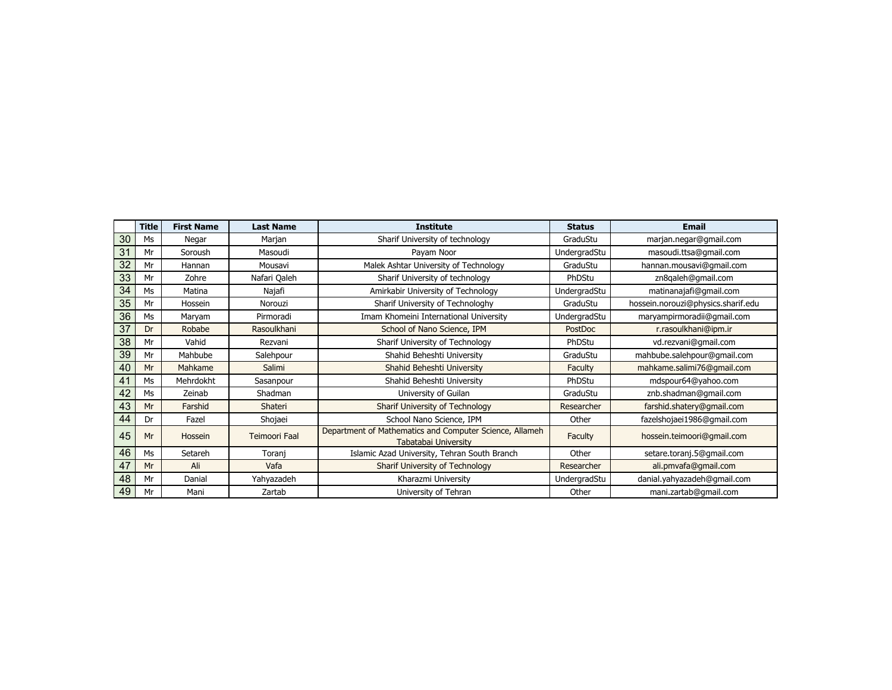| | Title | First Name | Last Name | Institute | Status | Email |
|---|---|---|---|---|---|---|
| 30 | Ms | Negar | Marjan | Sharif University of technology | GraduStu | marjan.negar@gmail.com |
| 31 | Mr | Soroush | Masoudi | Payam Noor | UndergradStu | masoudi.ttsa@gmail.com |
| 32 | Mr | Hannan | Mousavi | Malek Ashtar University of Technology | GraduStu | hannan.mousavi@gmail.com |
| 33 | Mr | Zohre | Nafari Qaleh | Sharif University of technology | PhDStu | zn8qaleh@gmail.com |
| 34 | Ms | Matina | Najafi | Amirkabir University of Technology | UndergradStu | matinanajafi@gmail.com |
| 35 | Mr | Hossein | Norouzi | Sharif University of Technologhy | GraduStu | hossein.norouzi@physics.sharif.edu |
| 36 | Ms | Maryam | Pirmoradi | Imam Khomeini International University | UndergradStu | maryampirmoradii@gmail.com |
| 37 | Dr | Robabe | Rasoulkhani | School of Nano Science, IPM | PostDoc | r.rasoulkhani@ipm.ir |
| 38 | Mr | Vahid | Rezvani | Sharif University of Technology | PhDStu | vd.rezvani@gmail.com |
| 39 | Mr | Mahbube | Salehpour | Shahid Beheshti University | GraduStu | mahbube.salehpour@gmail.com |
| 40 | Mr | Mahkame | Salimi | Shahid Beheshti University | Faculty | mahkame.salimi76@gmail.com |
| 41 | Ms | Mehrdokht | Sasanpour | Shahid Beheshti University | PhDStu | mdspour64@yahoo.com |
| 42 | Ms | Zeinab | Shadman | University of Guilan | GraduStu | znb.shadman@gmail.com |
| 43 | Mr | Farshid | Shateri | Sharif University of Technology | Researcher | farshid.shatery@gmail.com |
| 44 | Dr | Fazel | Shojaei | School Nano Science, IPM | Other | fazelshojaei1986@gmail.com |
| 45 | Mr | Hossein | Teimoori Faal | Department of Mathematics and Computer Science, Allameh Tabatabai University | Faculty | hossein.teimoori@gmail.com |
| 46 | Ms | Setareh | Toranj | Islamic Azad University, Tehran South Branch | Other | setare.toranj.5@gmail.com |
| 47 | Mr | Ali | Vafa | Sharif University of Technology | Researcher | ali.pmvafa@gmail.com |
| 48 | Mr | Danial | Yahyazadeh | Kharazmi University | UndergradStu | danial.yahyazadeh@gmail.com |
| 49 | Mr | Mani | Zartab | University of Tehran | Other | mani.zartab@gmail.com |